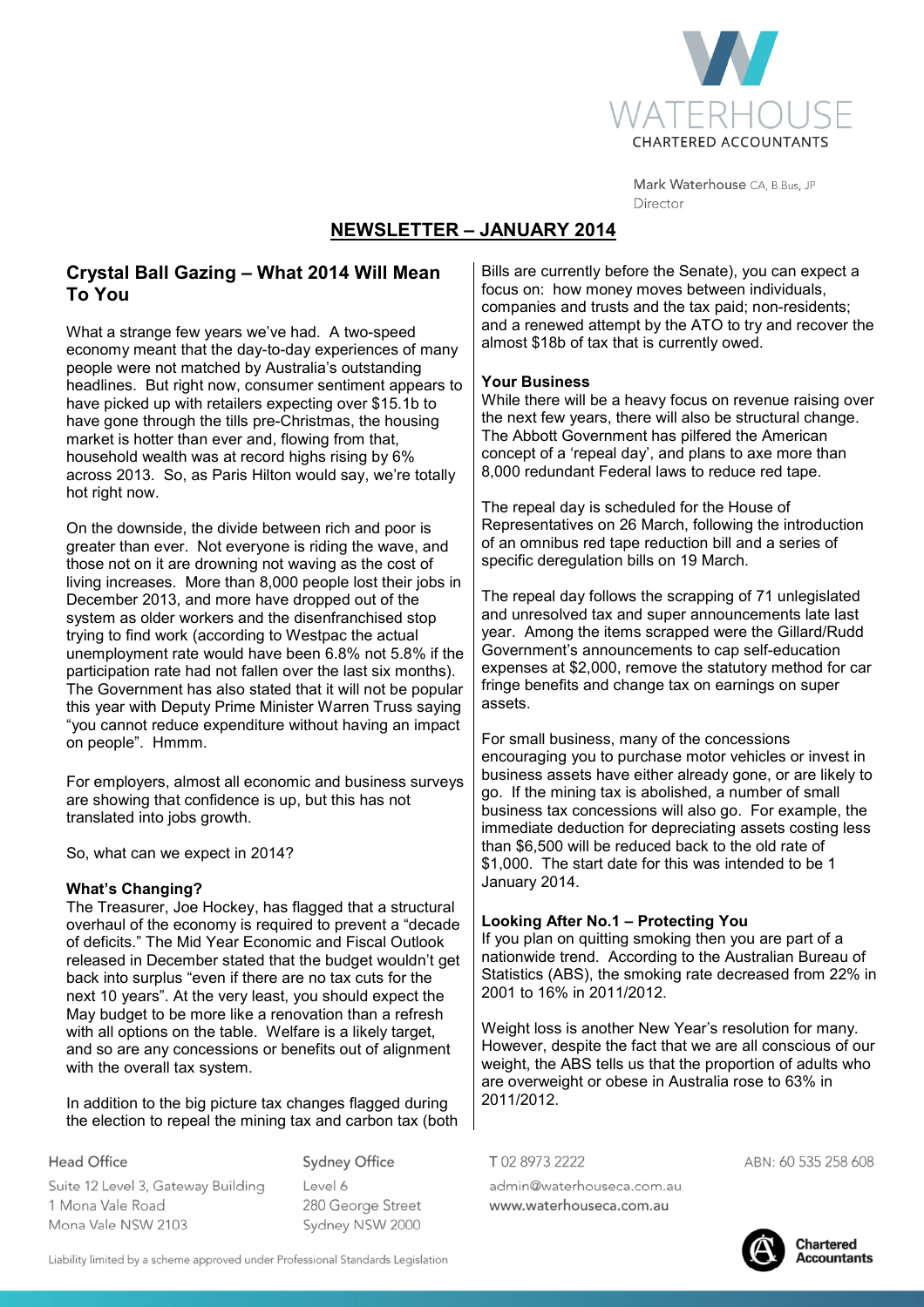WATERHOUSE
CHARTERED ACCOUNTANTS

Mark Waterhouse CA, B.Bus, JP
Director

# NEWSLETTER – JANUARY 2014

## Crystal Ball Gazing – What 2014 Will Mean To You

What a strange few years we've had. A two-speed economy meant that the day-to-day experiences of many people were not matched by Australia's outstanding headlines. But right now, consumer sentiment appears to have picked up with retailers expecting over $15.1b to have gone through the tills pre-Christmas, the housing market is hotter than ever and, flowing from that, household wealth was at record highs rising by 6% across 2013. So, as Paris Hilton would say, we're totally hot right now.

On the downside, the divide between rich and poor is greater than ever. Not everyone is riding the wave, and those not on it are drowning not waving as the cost of living increases. More than 8,000 people lost their jobs in December 2013, and more have dropped out of the system as older workers and the disenfranchised stop trying to find work (according to Westpac the actual unemployment rate would have been 6.8% not 5.8% if the participation rate had not fallen over the last six months). The Government has also stated that it will not be popular this year with Deputy Prime Minister Warren Truss saying "you cannot reduce expenditure without having an impact on people". Hmmm.

For employers, almost all economic and business surveys are showing that confidence is up, but this has not translated into jobs growth.

So, what can we expect in 2014?

### What's Changing?

The Treasurer, Joe Hockey, has flagged that a structural overhaul of the economy is required to prevent a "decade of deficits." The Mid Year Economic and Fiscal Outlook released in December stated that the budget wouldn't get back into surplus "even if there are no tax cuts for the next 10 years". At the very least, you should expect the May budget to be more like a renovation than a refresh with all options on the table. Welfare is a likely target, and so are any concessions or benefits out of alignment with the overall tax system.

In addition to the big picture tax changes flagged during the election to repeal the mining tax and carbon tax (both Bills are currently before the Senate), you can expect a focus on: how money moves between individuals, companies and trusts and the tax paid; non-residents; and a renewed attempt by the ATO to try and recover the almost $18b of tax that is currently owed.

### Your Business

While there will be a heavy focus on revenue raising over the next few years, there will also be structural change. The Abbott Government has pilfered the American concept of a 'repeal day', and plans to axe more than 8,000 redundant Federal laws to reduce red tape.

The repeal day is scheduled for the House of Representatives on 26 March, following the introduction of an omnibus red tape reduction bill and a series of specific deregulation bills on 19 March.

The repeal day follows the scrapping of 71 unlegislated and unresolved tax and super announcements late last year. Among the items scrapped were the Gillard/Rudd Government's announcements to cap self-education expenses at $2,000, remove the statutory method for car fringe benefits and change tax on earnings on super assets.

For small business, many of the concessions encouraging you to purchase motor vehicles or invest in business assets have either already gone, or are likely to go. If the mining tax is abolished, a number of small business tax concessions will also go. For example, the immediate deduction for depreciating assets costing less than $6,500 will be reduced back to the old rate of $1,000. The start date for this was intended to be 1 January 2014.

## Looking After No.1 – Protecting You

If you plan on quitting smoking then you are part of a nationwide trend. According to the Australian Bureau of Statistics (ABS), the smoking rate decreased from 22% in 2001 to 16% in 2011/2012.

Weight loss is another New Year's resolution for many. However, despite the fact that we are all conscious of our weight, the ABS tells us that the proportion of adults who are overweight or obese in Australia rose to 63% in 2011/2012.

Head Office
Suite 12 Level 3, Gateway Building
1 Mona Vale Road
Mona Vale NSW 2103

Sydney Office
Level 6
280 George Street
Sydney NSW 2000

T 02 8973 2222
admin@waterhouseca.com.au
www.waterhouseca.com.au

ABN: 60 535 258 608

Chartered Accountants

Liability limited by a scheme approved under Professional Standards Legislation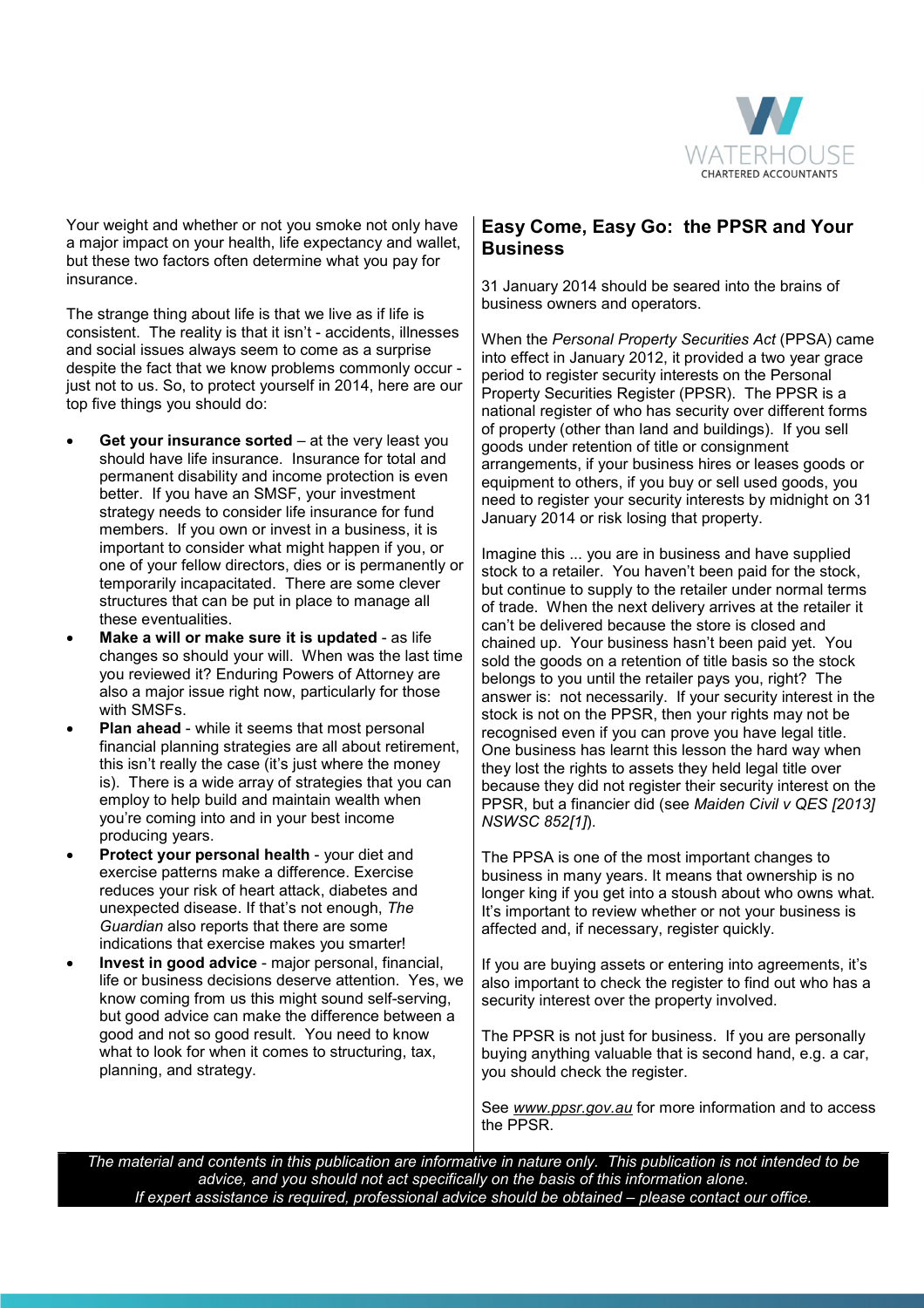Your weight and whether or not you smoke not only have a major impact on your health, life expectancy and wallet, but these two factors often determine what you pay for insurance.

The strange thing about life is that we live as if life is consistent. The reality is that it isn't - accidents, illnesses and social issues always seem to come as a surprise despite the fact that we know problems commonly occur - just not to us. So, to protect yourself in 2014, here are our top five things you should do:

- **Get your insurance sorted** – at the very least you should have life insurance. Insurance for total and permanent disability and income protection is even better. If you have an SMSF, your investment strategy needs to consider life insurance for fund members. If you own or invest in a business, it is important to consider what might happen if you, or one of your fellow directors, dies or is permanently or temporarily incapacitated. There are some clever structures that can be put in place to manage all these eventualities.
- **Make a will or make sure it is updated** - as life changes so should your will. When was the last time you reviewed it? Enduring Powers of Attorney are also a major issue right now, particularly for those with SMSFs.
- **Plan ahead** - while it seems that most personal financial planning strategies are all about retirement, this isn't really the case (it's just where the money is). There is a wide array of strategies that you can employ to help build and maintain wealth when you're coming into and in your best income producing years.
- **Protect your personal health** - your diet and exercise patterns make a difference. Exercise reduces your risk of heart attack, diabetes and unexpected disease. If that's not enough, *The Guardian* also reports that there are some indications that exercise makes you smarter!
- **Invest in good advice** - major personal, financial, life or business decisions deserve attention. Yes, we know coming from us this might sound self-serving, but good advice can make the difference between a good and not so good result. You need to know what to look for when it comes to structuring, tax, planning, and strategy.

## Easy Come, Easy Go: the PPSR and Your Business

31 January 2014 should be seared into the brains of business owners and operators.

When the *Personal Property Securities Act* (PPSA) came into effect in January 2012, it provided a two year grace period to register security interests on the Personal Property Securities Register (PPSR). The PPSR is a national register of who has security over different forms of property (other than land and buildings). If you sell goods under retention of title or consignment arrangements, if your business hires or leases goods or equipment to others, if you buy or sell used goods, you need to register your security interests by midnight on 31 January 2014 or risk losing that property.

Imagine this ... you are in business and have supplied stock to a retailer. You haven't been paid for the stock, but continue to supply to the retailer under normal terms of trade. When the next delivery arrives at the retailer it can't be delivered because the store is closed and chained up. Your business hasn't been paid yet. You sold the goods on a retention of title basis so the stock belongs to you until the retailer pays you, right? The answer is: not necessarily. If your security interest in the stock is not on the PPSR, then your rights may not be recognised even if you can prove you have legal title. One business has learnt this lesson the hard way when they lost the rights to assets they held legal title over because they did not register their security interest on the PPSR, but a financier did (see *Maiden Civil v QES [2013] NSWSC 852[1]*).

The PPSA is one of the most important changes to business in many years. It means that ownership is no longer king if you get into a stoush about who owns what. It's important to review whether or not your business is affected and, if necessary, register quickly.

If you are buying assets or entering into agreements, it's also important to check the register to find out who has a security interest over the property involved.

The PPSR is not just for business. If you are personally buying anything valuable that is second hand, e.g. a car, you should check the register.

See *www.ppsr.gov.au* for more information and to access the PPSR.

*The material and contents in this publication are informative in nature only. This publication is not intended to be advice, and you should not act specifically on the basis of this information alone. If expert assistance is required, professional advice should be obtained – please contact our office.*